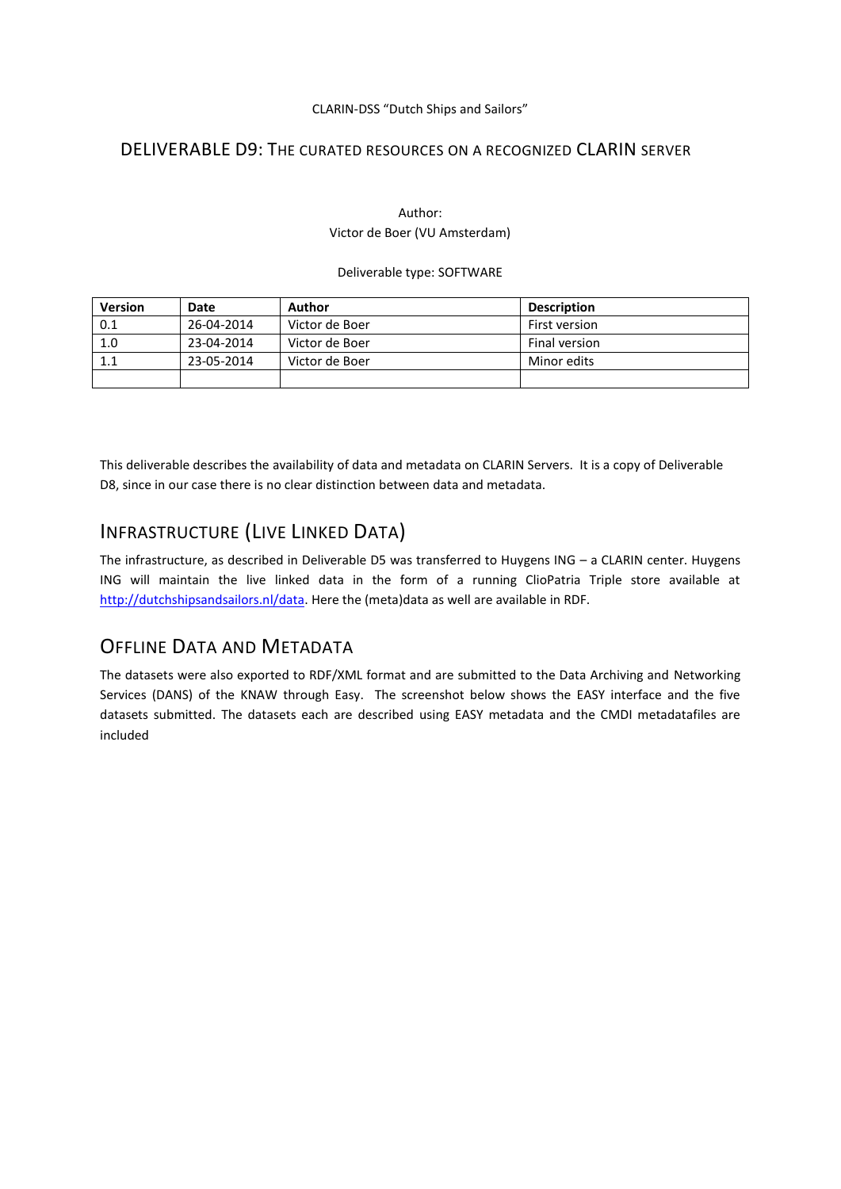CLARIN-DSS "Dutch Ships and Sailors"

# DELIVERABLE D9: THE CURATED RESOURCES ON A RECOGNIZED CLARIN SERVER

Author:
Victor de Boer (VU Amsterdam)

Deliverable type: SOFTWARE

| Version | Date | Author | Description |
|---|---|---|---|
| 0.1 | 26-04-2014 | Victor de Boer | First version |
| 1.0 | 23-04-2014 | Victor de Boer | Final version |
| 1.1 | 23-05-2014 | Victor de Boer | Minor edits |
| | | | |

This deliverable describes the availability of data and metadata on CLARIN Servers. It is a copy of Deliverable D8, since in our case there is no clear distinction between data and metadata.

## INFRASTRUCTURE (LIVE LINKED DATA)

The infrastructure, as described in Deliverable D5 was transferred to Huygens ING – a CLARIN center. Huygens ING will maintain the live linked data in the form of a running ClioPatria Triple store available at http://dutchshipsandsailors.nl/data. Here the (meta)data as well are available in RDF.

## OFFLINE DATA AND METADATA

The datasets were also exported to RDF/XML format and are submitted to the Data Archiving and Networking Services (DANS) of the KNAW through Easy. The screenshot below shows the EASY interface and the five datasets submitted. The datasets each are described using EASY metadata and the CMDI metadatafiles are included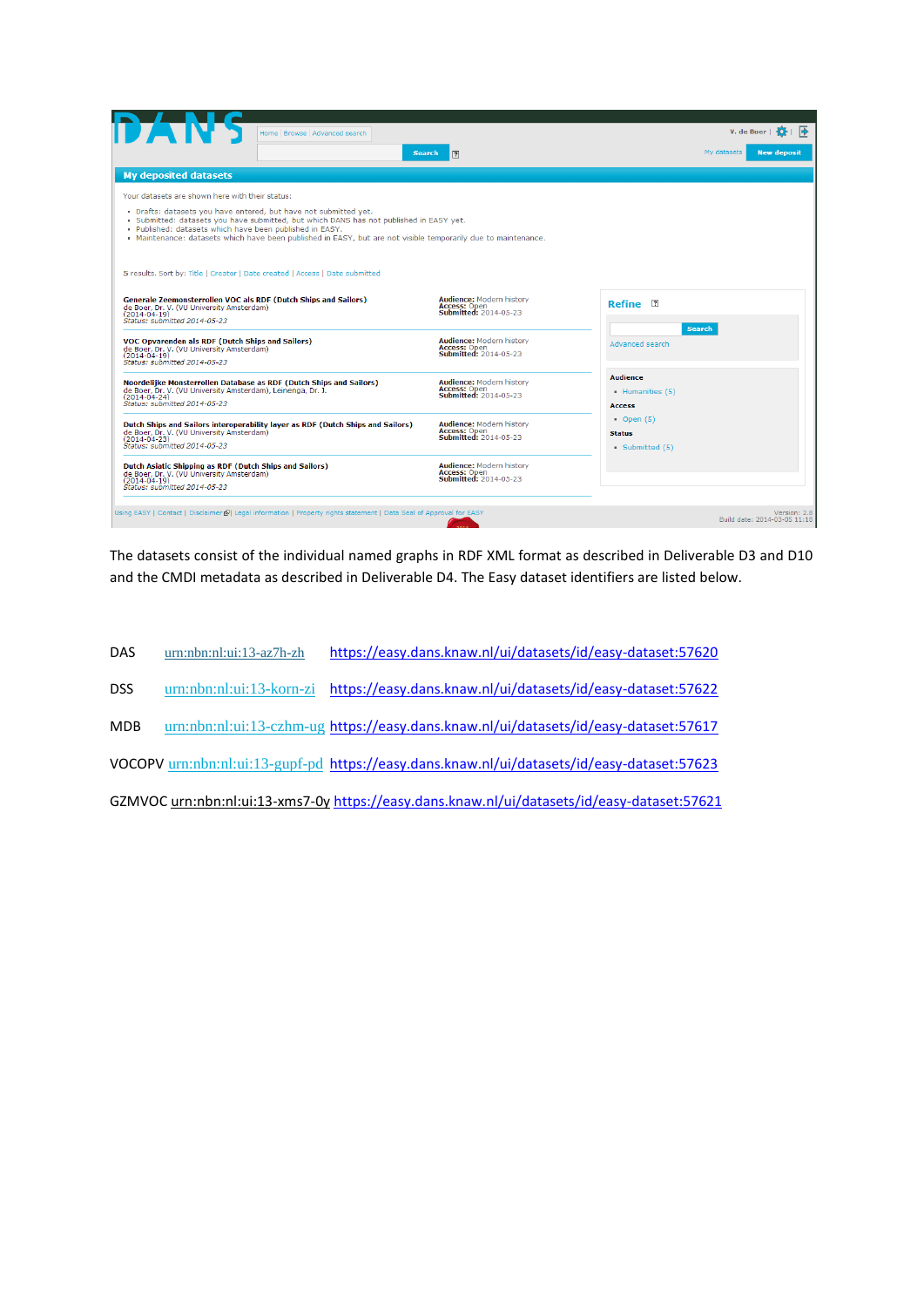DANS

Home | Browse | Advanced search

Search

V. de Boer |

My datasets | New deposit

**My deposited datasets**

Your datasets are shown here with their status:

- Drafts: datasets you have entered, but have not submitted yet.
- Submitted: datasets you have submitted, but which DANS has not published in EASY yet.
- Published: datasets which have been published in EASY.
- Maintenance: datasets which have been published in EASY, but are not visible temporarily due to maintenance.

5 results. Sort by: Title | Creator | Date created | Access | Date submitted

**Generale Zeemonsterrollen VOC als RDF (Dutch Ships and Sailors)**
de Boer, Dr. V. (VU University Amsterdam)
(2014-04-19)
*Status: submitted 2014-05-23*
**Audience:** Modern history
**Access:** Open
**Submitted:** 2014-05-23

**VOC Opvarenden als RDF (Dutch Ships and Sailors)**
de Boer, Dr. V. (VU University Amsterdam)
(2014-04-19)
*Status: submitted 2014-05-23*
**Audience:** Modern history
**Access:** Open
**Submitted:** 2014-05-23

**Noordelijke Monsterrollen Database as RDF (Dutch Ships and Sailors)**
de Boer, Dr. V. (VU University Amsterdam), Leinenga, Dr. J.
(2014-04-24)
*Status: submitted 2014-05-23*
**Audience:** Modern history
**Access:** Open
**Submitted:** 2014-05-23

**Dutch Ships and Sailors interoperability layer as RDF (Dutch Ships and Sailors)**
de Boer, Dr. V. (VU University Amsterdam)
(2014-04-23)
*Status: submitted 2014-05-23*
**Audience:** Modern history
**Access:** Open
**Submitted:** 2014-05-23

**Dutch Asiatic Shipping as RDF (Dutch Ships and Sailors)**
de Boer, Dr. V. (VU University Amsterdam)
(2014-04-19)
*Status: submitted 2014-05-23*
**Audience:** Modern history
**Access:** Open
**Submitted:** 2014-05-23

**Refine**

Search

Advanced search

**Audience**
- Humanities (5)

**Access**
- Open (5)

**Status**
- Submitted (5)

Using EASY | Contact | Disclaimer | Legal information | Property rights statement | Data Seal of Approval for EASY

Version: 2.8
Build date: 2014-03-05 11:18

The datasets consist of the individual named graphs in RDF XML format as described in Deliverable D3 and D10 and the CMDI metadata as described in Deliverable D4. The Easy dataset identifiers are listed below.

DAS urn:nbn:nl:ui:13-az7h-zh https://easy.dans.knaw.nl/ui/datasets/id/easy-dataset:57620

DSS urn:nbn:nl:ui:13-korn-zi https://easy.dans.knaw.nl/ui/datasets/id/easy-dataset:57622

MDB urn:nbn:nl:ui:13-czhm-ug https://easy.dans.knaw.nl/ui/datasets/id/easy-dataset:57617

VOCOPV urn:nbn:nl:ui:13-gupf-pd https://easy.dans.knaw.nl/ui/datasets/id/easy-dataset:57623

GZMVOC urn:nbn:nl:ui:13-xms7-0y https://easy.dans.knaw.nl/ui/datasets/id/easy-dataset:57621